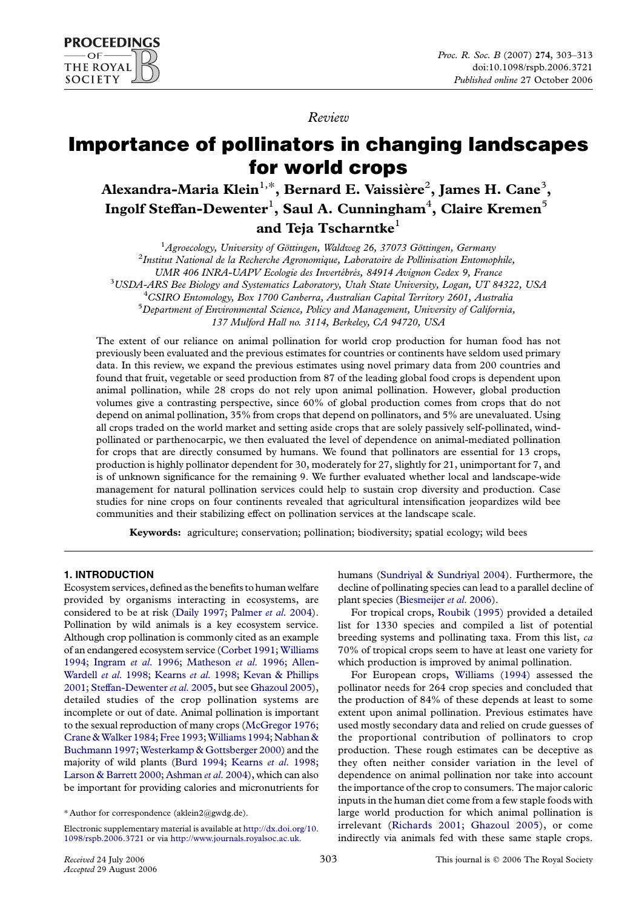*Review*

# Importance of pollinators in changing landscapes for world crops

**Alexandra-Maria Klein[1,*], Bernard E. Vaissière[2], James H. Cane[3], Ingolf Steffan-Dewenter[1], Saul A. Cunningham[4], Claire Kremen[5] and Teja Tscharntke[1]**

[1]*Agroecology, University of Göttingen, Waldweg 26, 37073 Göttingen, Germany*
[2]*Institut National de la Recherche Agronomique, Laboratoire de Pollinisation Entomophile, UMR 406 INRA-UAPV Ecologie des Invertébrés, 84914 Avignon Cedex 9, France*
[3]*USDA-ARS Bee Biology and Systematics Laboratory, Utah State University, Logan, UT 84322, USA*
[4]*CSIRO Entomology, Box 1700 Canberra, Australian Capital Territory 2601, Australia*
[5]*Department of Environmental Science, Policy and Management, University of California, 137 Mulford Hall no. 3114, Berkeley, CA 94720, USA*

The extent of our reliance on animal pollination for world crop production for human food has not previously been evaluated and the previous estimates for countries or continents have seldom used primary data. In this review, we expand the previous estimates using novel primary data from 200 countries and found that fruit, vegetable or seed production from 87 of the leading global food crops is dependent upon animal pollination, while 28 crops do not rely upon animal pollination. However, global production volumes give a contrasting perspective, since 60% of global production comes from crops that do not depend on animal pollination, 35% from crops that depend on pollinators, and 5% are unevaluated. Using all crops traded on the world market and setting aside crops that are solely passively self-pollinated, wind-pollinated or parthenocarpic, we then evaluated the level of dependence on animal-mediated pollination for crops that are directly consumed by humans. We found that pollinators are essential for 13 crops, production is highly pollinator dependent for 30, moderately for 27, slightly for 21, unimportant for 7, and is of unknown significance for the remaining 9. We further evaluated whether local and landscape-wide management for natural pollination services could help to sustain crop diversity and production. Case studies for nine crops on four continents revealed that agricultural intensification jeopardizes wild bee communities and their stabilizing effect on pollination services at the landscape scale.

**Keywords:** agriculture; conservation; pollination; biodiversity; spatial ecology; wild bees

## 1. INTRODUCTION

Ecosystem services, defined as the benefits to human welfare provided by organisms interacting in ecosystems, are considered to be at risk (Daily 1997; Palmer *et al.* 2004). Pollination by wild animals is a key ecosystem service. Although crop pollination is commonly cited as an example of an endangered ecosystem service (Corbet 1991; Williams 1994; Ingram *et al.* 1996; Matheson *et al.* 1996; Allen-Wardell *et al.* 1998; Kearns *et al.* 1998; Kevan & Phillips 2001; Steffan-Dewenter *et al.* 2005, but see Ghazoul 2005), detailed studies of the crop pollination systems are incomplete or out of date. Animal pollination is important to the sexual reproduction of many crops (McGregor 1976; Crane & Walker 1984; Free 1993; Williams 1994; Nabhan & Buchmann 1997; Westerkamp & Gottsberger 2000) and the majority of wild plants (Burd 1994; Kearns *et al.* 1998; Larson & Barrett 2000; Ashman *et al.* 2004), which can also be important for providing calories and micronutrients for humans (Sundriyal & Sundriyal 2004). Furthermore, the decline of pollinating species can lead to a parallel decline of plant species (Biesmeijer *et al.* 2006).

For tropical crops, Roubik (1995) provided a detailed list for 1330 species and compiled a list of potential breeding systems and pollinating taxa. From this list, *ca* 70% of tropical crops seem to have at least one variety for which production is improved by animal pollination.

For European crops, Williams (1994) assessed the pollinator needs for 264 crop species and concluded that the production of 84% of these depends at least to some extent upon animal pollination. Previous estimates have used mostly secondary data and relied on crude guesses of the proportional contribution of pollinators to crop production. These rough estimates can be deceptive as they often neither consider variation in the level of dependence on animal pollination nor take into account the importance of the crop to consumers. The major caloric inputs in the human diet come from a few staple foods with large world production for which animal pollination is irrelevant (Richards 2001; Ghazoul 2005), or come indirectly via animals fed with these same staple crops.

\* Author for correspondence (aklein2@gwdg.de).

Electronic supplementary material is available at http://dx.doi.org/10.1098/rspb.2006.3721 or via http://www.journals.royalsoc.ac.uk.

Received 24 July 2006
Accepted 29 August 2006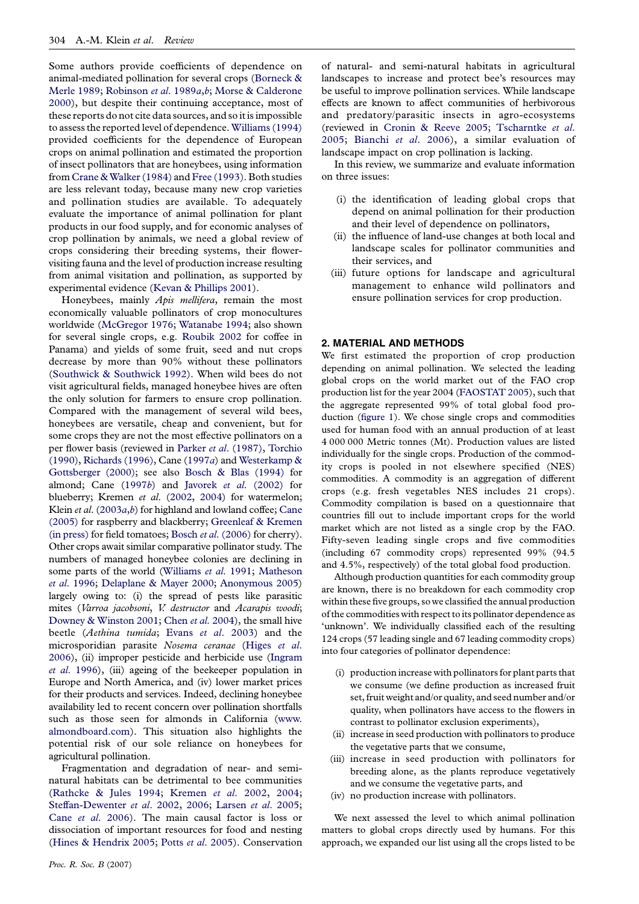Some authors provide coefficients of dependence on animal-mediated pollination for several crops (Borneck & Merle 1989; Robinson *et al.* 1989*a*,*b*; Morse & Calderone 2000), but despite their continuing acceptance, most of these reports do not cite data sources, and so it is impossible to assess the reported level of dependence. Williams (1994) provided coefficients for the dependence of European crops on animal pollination and estimated the proportion of insect pollinators that are honeybees, using information from Crane & Walker (1984) and Free (1993). Both studies are less relevant today, because many new crop varieties and pollination studies are available. To adequately evaluate the importance of animal pollination for plant products in our food supply, and for economic analyses of crop pollination by animals, we need a global review of crops considering their breeding systems, their flower-visiting fauna and the level of production increase resulting from animal visitation and pollination, as supported by experimental evidence (Kevan & Phillips 2001).

Honeybees, mainly *Apis mellifera*, remain the most economically valuable pollinators of crop monocultures worldwide (McGregor 1976; Watanabe 1994; also shown for several single crops, e.g. Roubik 2002 for coffee in Panama) and yields of some fruit, seed and nut crops decrease by more than 90% without these pollinators (Southwick & Southwick 1992). When wild bees do not visit agricultural fields, managed honeybee hives are often the only solution for farmers to ensure crop pollination. Compared with the management of several wild bees, honeybees are versatile, cheap and convenient, but for some crops they are not the most effective pollinators on a per flower basis (reviewed in Parker *et al.* (1987), Torchio (1990), Richards (1996), Cane (1997*a*) and Westerkamp & Gottsberger (2000); see also Bosch & Blas (1994) for almond; Cane (1997*b*) and Javorek *et al.* (2002) for blueberry; Kremen *et al.* (2002, 2004) for watermelon; Klein *et al.* (2003*a*,*b*) for highland and lowland coffee; Cane (2005) for raspberry and blackberry; Greenleaf & Kremen (in press) for field tomatoes; Bosch *et al.* (2006) for cherry). Other crops await similar comparative pollinator study. The numbers of managed honeybee colonies are declining in some parts of the world (Williams *et al.* 1991; Matheson *et al.* 1996; Delaplane & Mayer 2000; Anonymous 2005) largely owing to: (i) the spread of pests like parasitic mites (*Varroa jacobsoni*, *V. destructor* and *Acarapis woodi*; Downey & Winston 2001; Chen *et al.* 2004), the small hive beetle (*Aethina tumida*; Evans *et al.* 2003) and the microsporidian parasite *Nosema ceranae* (Higes *et al.* 2006), (ii) improper pesticide and herbicide use (Ingram *et al.* 1996), (iii) ageing of the beekeeper population in Europe and North America, and (iv) lower market prices for their products and services. Indeed, declining honeybee availability led to recent concern over pollination shortfalls such as those seen for almonds in California (www.almondboard.com). This situation also highlights the potential risk of our sole reliance on honeybees for agricultural pollination.

Fragmentation and degradation of near- and semi-natural habitats can be detrimental to bee communities (Rathcke & Jules 1994; Kremen *et al.* 2002, 2004; Steffan-Dewenter *et al.* 2002, 2006; Larsen *et al.* 2005; Cane *et al.* 2006). The main causal factor is loss or dissociation of important resources for food and nesting (Hines & Hendrix 2005; Potts *et al.* 2005). Conservation of natural- and semi-natural habitats in agricultural landscapes to increase and protect bee's resources may be useful to improve pollination services. While landscape effects are known to affect communities of herbivorous and predatory/parasitic insects in agro-ecosystems (reviewed in Cronin & Reeve 2005; Tscharntke *et al.* 2005; Bianchi *et al.* 2006), a similar evaluation of landscape impact on crop pollination is lacking.

In this review, we summarize and evaluate information on three issues:

- (i) the identification of leading global crops that depend on animal pollination for their production and their level of dependence on pollinators,
- (ii) the influence of land-use changes at both local and landscape scales for pollinator communities and their services, and
- (iii) future options for landscape and agricultural management to enhance wild pollinators and ensure pollination services for crop production.

## 2. MATERIAL AND METHODS

We first estimated the proportion of crop production depending on animal pollination. We selected the leading global crops on the world market out of the FAO crop production list for the year 2004 (FAOSTAT 2005), such that the aggregate represented 99% of total global food production (figure 1). We chose single crops and commodities used for human food with an annual production of at least 4 000 000 Metric tonnes (Mt). Production values are listed individually for the single crops. Production of the commodity crops is pooled in not elsewhere specified (NES) commodities. A commodity is an aggregation of different crops (e.g. fresh vegetables NES includes 21 crops). Commodity compilation is based on a questionnaire that countries fill out to include important crops for the world market which are not listed as a single crop by the FAO. Fifty-seven leading single crops and five commodities (including 67 commodity crops) represented 99% (94.5 and 4.5%, respectively) of the total global food production.

Although production quantities for each commodity group are known, there is no breakdown for each commodity crop within these five groups, so we classified the annual production of the commodities with respect to its pollinator dependence as 'unknown'. We individually classified each of the resulting 124 crops (57 leading single and 67 leading commodity crops) into four categories of pollinator dependence:

- (i) production increase with pollinators for plant parts that we consume (we define production as increased fruit set, fruit weight and/or quality, and seed number and/or quality, when pollinators have access to the flowers in contrast to pollinator exclusion experiments),
- (ii) increase in seed production with pollinators to produce the vegetative parts that we consume,
- (iii) increase in seed production with pollinators for breeding alone, as the plants reproduce vegetatively and we consume the vegetative parts, and
- (iv) no production increase with pollinators.

We next assessed the level to which animal pollination matters to global crops directly used by humans. For this approach, we expanded our list using all the crops listed to be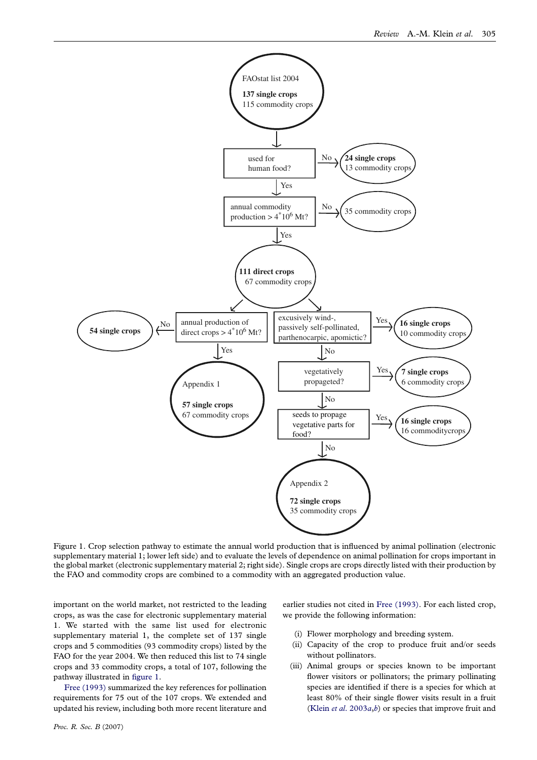Figure 1. Crop selection pathway to estimate the annual world production that is influenced by animal pollination (electronic supplementary material 1; lower left side) and to evaluate the levels of dependence on animal pollination for crops important in the global market (electronic supplementary material 2; right side). Single crops are crops directly listed with their production by the FAO and commodity crops are combined to a commodity with an aggregated production value.

important on the world market, not restricted to the leading crops, as was the case for electronic supplementary material 1. We started with the same list used for electronic supplementary material 1, the complete set of 137 single crops and 5 commodities (93 commodity crops) listed by the FAO for the year 2004. We then reduced this list to 74 single crops and 33 commodity crops, a total of 107, following the pathway illustrated in figure 1.

Free (1993) summarized the key references for pollination requirements for 75 out of the 107 crops. We extended and updated his review, including both more recent literature and earlier studies not cited in Free (1993). For each listed crop, we provide the following information:

- (i) Flower morphology and breeding system.
- (ii) Capacity of the crop to produce fruit and/or seeds without pollinators.
- (iii) Animal groups or species known to be important flower visitors or pollinators; the primary pollinating species are identified if there is a species for which at least 80% of their single flower visits result in a fruit (Klein *et al.* 2003*a*,*b*) or species that improve fruit and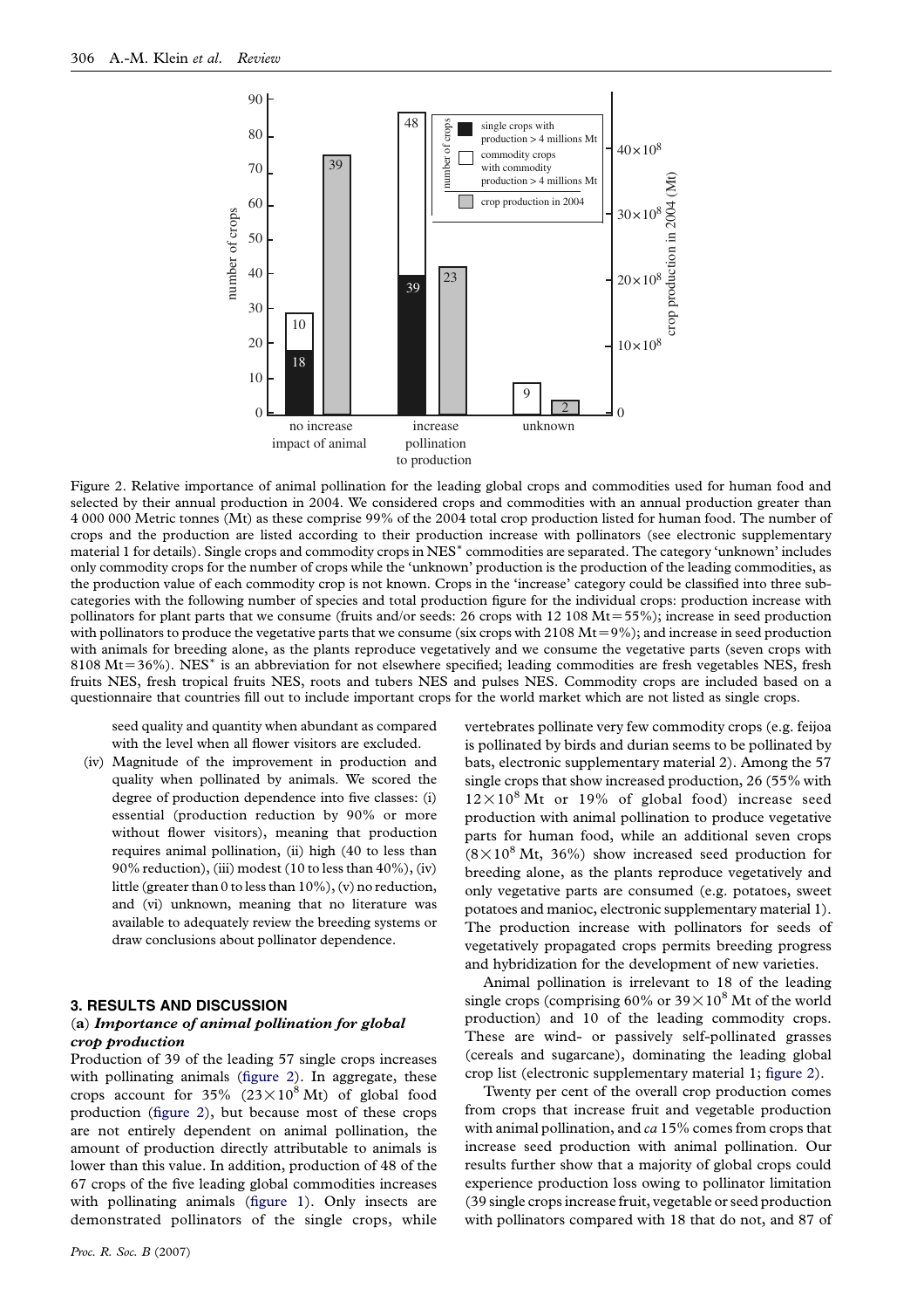Figure 2. Relative importance of animal pollination for the leading global crops and commodities used for human food and selected by their annual production in 2004. We considered crops and commodities with an annual production greater than 4 000 000 Metric tonnes (Mt) as these comprise 99% of the 2004 total crop production listed for human food. The number of crops and the production are listed according to their production increase with pollinators (see electronic supplementary material 1 for details). Single crops and commodity crops in NES* commodities are separated. The category 'unknown' includes only commodity crops for the number of crops while the 'unknown' production is the production of the leading commodities, as the production value of each commodity crop is not known. Crops in the 'increase' category could be classified into three sub-categories with the following number of species and total production figure for the individual crops: production increase with pollinators for plant parts that we consume (fruits and/or seeds: 26 crops with 12 108 Mt = 55%); increase in seed production with pollinators to produce the vegetative parts that we consume (six crops with 2108 Mt = 9%); and increase in seed production with animals for breeding alone, as the plants reproduce vegetatively and we consume the vegetative parts (seven crops with 8108 Mt = 36%). NES* is an abbreviation for not elsewhere specified; leading commodities are fresh vegetables NES, fresh fruits NES, fresh tropical fruits NES, roots and tubers NES and pulses NES. Commodity crops are included based on a questionnaire that countries fill out to include important crops for the world market which are not listed as single crops.

seed quality and quantity when abundant as compared with the level when all flower visitors are excluded.

(iv) Magnitude of the improvement in production and quality when pollinated by animals. We scored the degree of production dependence into five classes: (i) essential (production reduction by 90% or more without flower visitors), meaning that production requires animal pollination, (ii) high (40 to less than 90% reduction), (iii) modest (10 to less than 40%), (iv) little (greater than 0 to less than 10%), (v) no reduction, and (vi) unknown, meaning that no literature was available to adequately review the breeding systems or draw conclusions about pollinator dependence.

## 3. RESULTS AND DISCUSSION

### (a) *Importance of animal pollination for global crop production*

Production of 39 of the leading 57 single crops increases with pollinating animals (figure 2). In aggregate, these crops account for 35% ($23 \times 10^8$ Mt) of global food production (figure 2), but because most of these crops are not entirely dependent on animal pollination, the amount of production directly attributable to animals is lower than this value. In addition, production of 48 of the 67 crops of the five leading global commodities increases with pollinating animals (figure 1). Only insects are demonstrated pollinators of the single crops, while vertebrates pollinate very few commodity crops (e.g. feijoa is pollinated by birds and durian seems to be pollinated by bats, electronic supplementary material 2). Among the 57 single crops that show increased production, 26 (55% with $12 \times 10^8$ Mt or 19% of global food) increase seed production with animal pollination to produce vegetative parts for human food, while an additional seven crops ($8 \times 10^8$ Mt, 36%) show increased seed production for breeding alone, as the plants reproduce vegetatively and only vegetative parts are consumed (e.g. potatoes, sweet potatoes and manioc, electronic supplementary material 1). The production increase with pollinators for seeds of vegetatively propagated crops permits breeding progress and hybridization for the development of new varieties.

Animal pollination is irrelevant to 18 of the leading single crops (comprising 60% or $39 \times 10^8$ Mt of the world production) and 10 of the leading commodity crops. These are wind- or passively self-pollinated grasses (cereals and sugarcane), dominating the leading global crop list (electronic supplementary material 1; figure 2).

Twenty per cent of the overall crop production comes from crops that increase fruit and vegetable production with animal pollination, and *ca* 15% comes from crops that increase seed production with animal pollination. Our results further show that a majority of global crops could experience production loss owing to pollinator limitation (39 single crops increase fruit, vegetable or seed production with pollinators compared with 18 that do not, and 87 of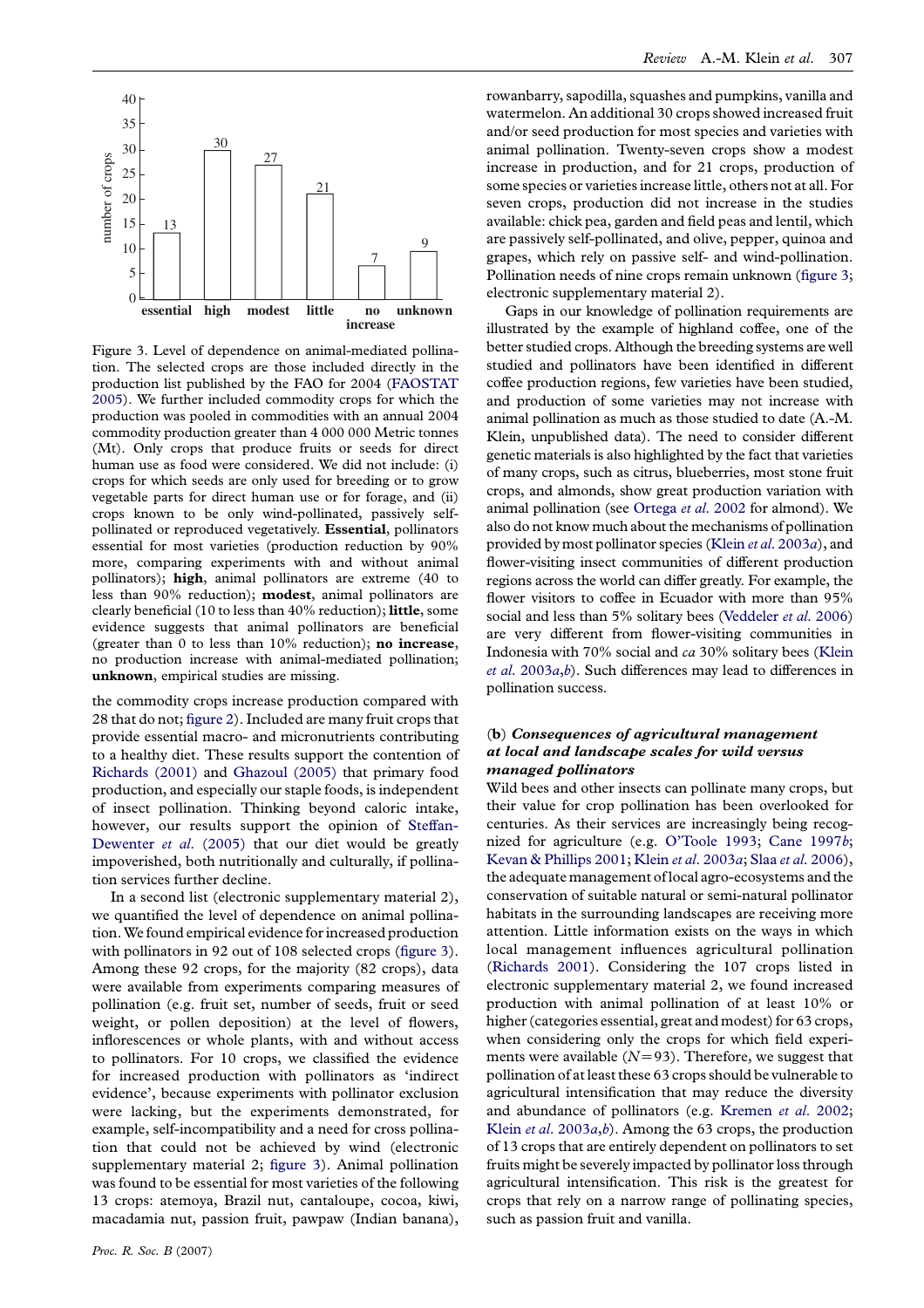Figure 3. Level of dependence on animal-mediated pollination. The selected crops are those included directly in the production list published by the FAO for 2004 (FAOSTAT 2005). We further included commodity crops for which the production was pooled in commodities with an annual 2004 commodity production greater than 4 000 000 Metric tonnes (Mt). Only crops that produce fruits or seeds for direct human use as food were considered. We did not include: (i) crops for which seeds are only used for breeding or to grow vegetable parts for direct human use or for forage, and (ii) crops known to be only wind-pollinated, passively self-pollinated or reproduced vegetatively. **Essential**, pollinators essential for most varieties (production reduction by 90% more, comparing experiments with and without animal pollinators); **high**, animal pollinators are extreme (40 to less than 90% reduction); **modest**, animal pollinators are clearly beneficial (10 to less than 40% reduction); **little**, some evidence suggests that animal pollinators are beneficial (greater than 0 to less than 10% reduction); **no increase**, no production increase with animal-mediated pollination; **unknown**, empirical studies are missing.

the commodity crops increase production compared with 28 that do not; figure 2). Included are many fruit crops that provide essential macro- and micronutrients contributing to a healthy diet. These results support the contention of Richards (2001) and Ghazoul (2005) that primary food production, and especially our staple foods, is independent of insect pollination. Thinking beyond caloric intake, however, our results support the opinion of Steffan-Dewenter *et al*. (2005) that our diet would be greatly impoverished, both nutritionally and culturally, if pollination services further decline.

In a second list (electronic supplementary material 2), we quantified the level of dependence on animal pollination. We found empirical evidence for increased production with pollinators in 92 out of 108 selected crops (figure 3). Among these 92 crops, for the majority (82 crops), data were available from experiments comparing measures of pollination (e.g. fruit set, number of seeds, fruit or seed weight, or pollen deposition) at the level of flowers, inflorescences or whole plants, with and without access to pollinators. For 10 crops, we classified the evidence for increased production with pollinators as 'indirect evidence', because experiments with pollinator exclusion were lacking, but the experiments demonstrated, for example, self-incompatibility and a need for cross pollination that could not be achieved by wind (electronic supplementary material 2; figure 3). Animal pollination was found to be essential for most varieties of the following 13 crops: atemoya, Brazil nut, cantaloupe, cocoa, kiwi, macadamia nut, passion fruit, pawpaw (Indian banana), rowanbarry, sapodilla, squashes and pumpkins, vanilla and watermelon. An additional 30 crops showed increased fruit and/or seed production for most species and varieties with animal pollination. Twenty-seven crops show a modest increase in production, and for 21 crops, production of some species or varieties increase little, others not at all. For seven crops, production did not increase in the studies available: chick pea, garden and field peas and lentil, which are passively self-pollinated, and olive, pepper, quinoa and grapes, which rely on passive self- and wind-pollination. Pollination needs of nine crops remain unknown (figure 3; electronic supplementary material 2).

Gaps in our knowledge of pollination requirements are illustrated by the example of highland coffee, one of the better studied crops. Although the breeding systems are well studied and pollinators have been identified in different coffee production regions, few varieties have been studied, and production of some varieties may not increase with animal pollination as much as those studied to date (A.-M. Klein, unpublished data). The need to consider different genetic materials is also highlighted by the fact that varieties of many crops, such as citrus, blueberries, most stone fruit crops, and almonds, show great production variation with animal pollination (see Ortega *et al*. 2002 for almond). We also do not know much about the mechanisms of pollination provided by most pollinator species (Klein *et al*. 2003*a*), and flower-visiting insect communities of different production regions across the world can differ greatly. For example, the flower visitors to coffee in Ecuador with more than 95% social and less than 5% solitary bees (Veddeler *et al*. 2006) are very different from flower-visiting communities in Indonesia with 70% social and *ca* 30% solitary bees (Klein *et al*. 2003*a*,*b*). Such differences may lead to differences in pollination success.

### (b) *Consequences of agricultural management at local and landscape scales for wild versus managed pollinators*

Wild bees and other insects can pollinate many crops, but their value for crop pollination has been overlooked for centuries. As their services are increasingly being recognized for agriculture (e.g. O'Toole 1993; Cane 1997*b*; Kevan & Phillips 2001; Klein *et al*. 2003*a*; Slaa *et al*. 2006), the adequate management of local agro-ecosystems and the conservation of suitable natural or semi-natural pollinator habitats in the surrounding landscapes are receiving more attention. Little information exists on the ways in which local management influences agricultural pollination (Richards 2001). Considering the 107 crops listed in electronic supplementary material 2, we found increased production with animal pollination of at least 10% or higher (categories essential, great and modest) for 63 crops, when considering only the crops for which field experiments were available ($N=93$). Therefore, we suggest that pollination of at least these 63 crops should be vulnerable to agricultural intensification that may reduce the diversity and abundance of pollinators (e.g. Kremen *et al*. 2002; Klein *et al*. 2003*a*,*b*). Among the 63 crops, the production of 13 crops that are entirely dependent on pollinators to set fruits might be severely impacted by pollinator loss through agricultural intensification. This risk is the greatest for crops that rely on a narrow range of pollinating species, such as passion fruit and vanilla.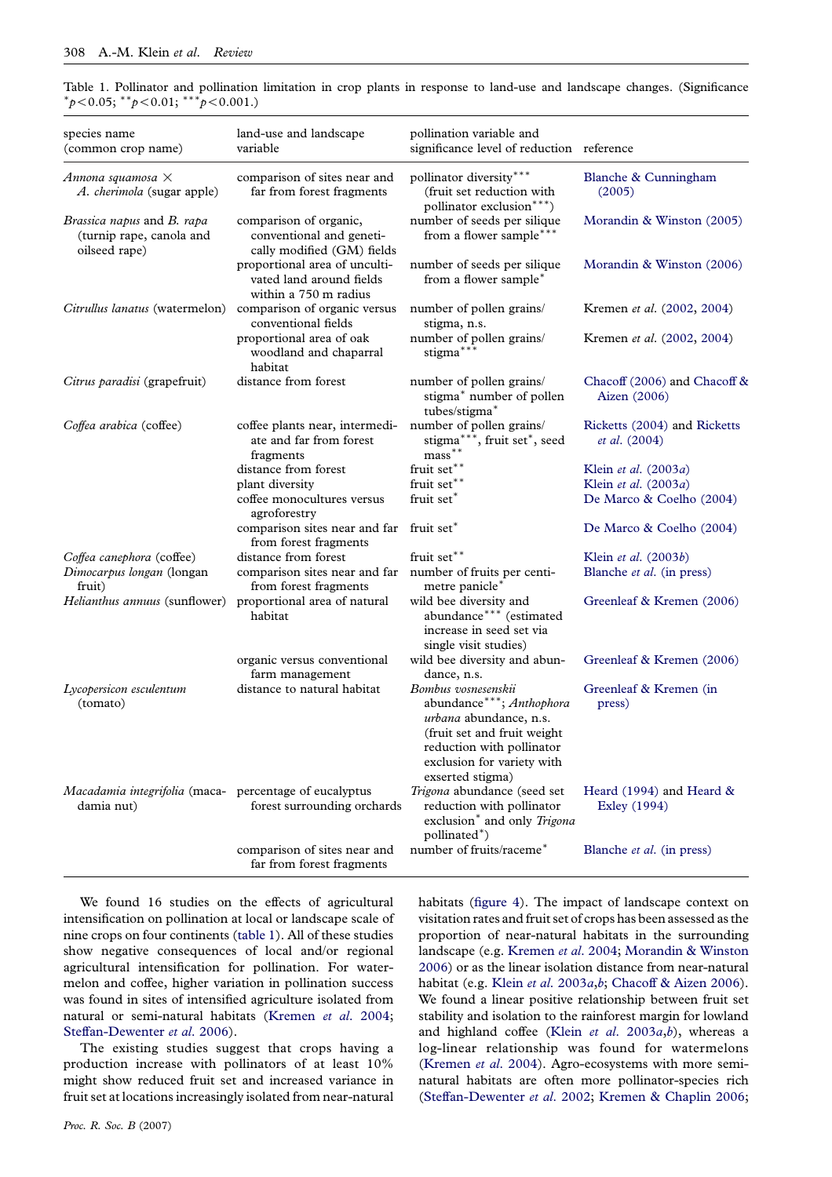Table 1. Pollinator and pollination limitation in crop plants in response to land-use and landscape changes. (Significance $^{*}p<0.05$; $^{**}p<0.01$; $^{***}p<0.001$.)

| species name (common crop name) | land-use and landscape variable | pollination variable and significance level of reduction | reference |
|---|---|---|---|
| *Annona squamosa* × *A. cherimola* (sugar apple) | comparison of sites near and far from forest fragments | pollinator diversity$^{***}$ (fruit set reduction with pollinator exclusion$^{***}$) | Blanche & Cunningham (2005) |
| *Brassica napus* and *B. rapa* (turnip rape, canola and oilseed rape) | comparison of organic, conventional and genetically modified (GM) fields | number of seeds per silique from a flower sample$^{***}$ | Morandin & Winston (2005) |
| | proportional area of uncultivated land around fields within a 750 m radius | number of seeds per silique from a flower sample$^{*}$ | Morandin & Winston (2006) |
| *Citrullus lanatus* (watermelon) | comparison of organic versus conventional fields | number of pollen grains/stigma, n.s. | Kremen *et al*. (2002, 2004) |
| | proportional area of oak woodland and chaparral habitat | number of pollen grains/stigma$^{***}$ | Kremen *et al*. (2002, 2004) |
| *Citrus paradisi* (grapefruit) | distance from forest | number of pollen grains/stigma$^{*}$ number of pollen tubes/stigma$^{*}$ | Chacoff (2006) and Chacoff & Aizen (2006) |
| *Coffea arabica* (coffee) | coffee plants near, intermediate and far from forest fragments | number of pollen grains/stigma$^{***}$, fruit set$^{*}$, seed mass$^{**}$ | Ricketts (2004) and Ricketts *et al*. (2004) |
| | distance from forest | fruit set$^{**}$ | Klein *et al*. (2003*a*) |
| | plant diversity | fruit set$^{**}$ | Klein *et al*. (2003*a*) |
| | coffee monocultures versus agroforestry | fruit set$^{*}$ | De Marco & Coelho (2004) |
| | comparison sites near and far from forest fragments | fruit set$^{*}$ | De Marco & Coelho (2004) |
| *Coffea canephora* (coffee) | distance from forest | fruit set$^{**}$ | Klein *et al*. (2003*b*) |
| *Dimocarpus longan* (longan fruit) | comparison sites near and far from forest fragments | number of fruits per centimetre panicle$^{*}$ | Blanche *et al*. (in press) |
| *Helianthus annuus* (sunflower) | proportional area of natural habitat | wild bee diversity and abundance$^{***}$ (estimated increase in seed set via single visit studies) | Greenleaf & Kremen (2006) |
| | organic versus conventional farm management | wild bee diversity and abundance, n.s. | Greenleaf & Kremen (2006) |
| *Lycopersicon esculentum* (tomato) | distance to natural habitat | *Bombus vosnesenskii* abundance$^{***}$; *Anthophora urbana* abundance, n.s. (fruit set and fruit weight reduction with pollinator exclusion for variety with exserted stigma) | Greenleaf & Kremen (in press) |
| *Macadamia integrifolia* (macadamia nut) | percentage of eucalyptus forest surrounding orchards | *Trigona* abundance (seed set reduction with pollinator exclusion$^{*}$ and only *Trigona* pollinated$^{*}$) | Heard (1994) and Heard & Exley (1994) |
| | comparison of sites near and far from forest fragments | number of fruits/raceme$^{*}$ | Blanche *et al*. (in press) |

We found 16 studies on the effects of agricultural intensification on pollination at local or landscape scale of nine crops on four continents (table 1). All of these studies show negative consequences of local and/or regional agricultural intensification for pollination. For watermelon and coffee, higher variation in pollination success was found in sites of intensified agriculture isolated from natural or semi-natural habitats (Kremen *et al*. 2004; Steffan-Dewenter *et al*. 2006).

The existing studies suggest that crops having a production increase with pollinators of at least 10% might show reduced fruit set and increased variance in fruit set at locations increasingly isolated from near-natural habitats (figure 4). The impact of landscape context on visitation rates and fruit set of crops has been assessed as the proportion of near-natural habitats in the surrounding landscape (e.g. Kremen *et al*. 2004; Morandin & Winston 2006) or as the linear isolation distance from near-natural habitat (e.g. Klein *et al*. 2003*a*,*b*; Chacoff & Aizen 2006). We found a linear positive relationship between fruit set stability and isolation to the rainforest margin for lowland and highland coffee (Klein *et al*. 2003*a*,*b*), whereas a log-linear relationship was found for watermelons (Kremen *et al*. 2004). Agro-ecosystems with more semi-natural habitats are often more pollinator-species rich (Steffan-Dewenter *et al*. 2002; Kremen & Chaplin 2006;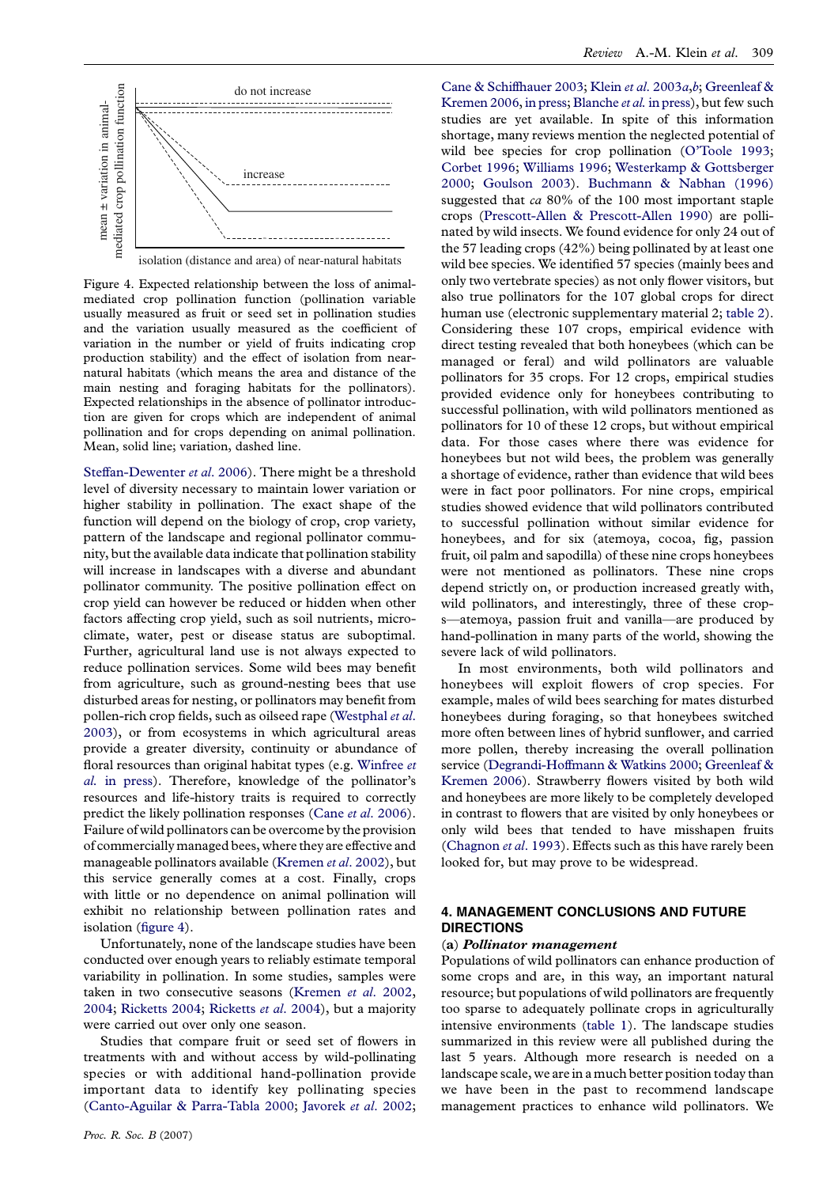Figure 4. Expected relationship between the loss of animal-mediated crop pollination function (pollination variable usually measured as fruit or seed set in pollination studies and the variation usually measured as the coefficient of variation in the number or yield of fruits indicating crop production stability) and the effect of isolation from near-natural habitats (which means the area and distance of the main nesting and foraging habitats for the pollinators). Expected relationships in the absence of pollinator introduction are given for crops which are independent of animal pollination and for crops depending on animal pollination. Mean, solid line; variation, dashed line.

Steffan-Dewenter *et al*. 2006). There might be a threshold level of diversity necessary to maintain lower variation or higher stability in pollination. The exact shape of the function will depend on the biology of crop, crop variety, pattern of the landscape and regional pollinator community, but the available data indicate that pollination stability will increase in landscapes with a diverse and abundant pollinator community. The positive pollination effect on crop yield can however be reduced or hidden when other factors affecting crop yield, such as soil nutrients, microclimate, water, pest or disease status are suboptimal. Further, agricultural land use is not always expected to reduce pollination services. Some wild bees may benefit from agriculture, such as ground-nesting bees that use disturbed areas for nesting, or pollinators may benefit from pollen-rich crop fields, such as oilseed rape (Westphal *et al*. 2003), or from ecosystems in which agricultural areas provide a greater diversity, continuity or abundance of floral resources than original habitat types (e.g. Winfree *et al*. in press). Therefore, knowledge of the pollinator's resources and life-history traits is required to correctly predict the likely pollination responses (Cane *et al*. 2006). Failure of wild pollinators can be overcome by the provision of commercially managed bees, where they are effective and manageable pollinators available (Kremen *et al*. 2002), but this service generally comes at a cost. Finally, crops with little or no dependence on animal pollination will exhibit no relationship between pollination rates and isolation (figure 4).

Unfortunately, none of the landscape studies have been conducted over enough years to reliably estimate temporal variability in pollination. In some studies, samples were taken in two consecutive seasons (Kremen *et al*. 2002, 2004; Ricketts 2004; Ricketts *et al*. 2004), but a majority were carried out over only one season.

Studies that compare fruit or seed set of flowers in treatments with and without access by wild-pollinating species or with additional hand-pollination provide important data to identify key pollinating species (Canto-Aguilar & Parra-Tabla 2000; Javorek *et al*. 2002; Cane & Schiffhauer 2003; Klein *et al*. 2003*a*,*b*; Greenleaf & Kremen 2006, in press; Blanche *et al*. in press), but few such studies are yet available. In spite of this information shortage, many reviews mention the neglected potential of wild bee species for crop pollination (O'Toole 1993; Corbet 1996; Williams 1996; Westerkamp & Gottsberger 2000; Goulson 2003). Buchmann & Nabhan (1996) suggested that *ca* 80% of the 100 most important staple crops (Prescott-Allen & Prescott-Allen 1990) are pollinated by wild insects. We found evidence for only 24 out of the 57 leading crops (42%) being pollinated by at least one wild bee species. We identified 57 species (mainly bees and only two vertebrate species) as not only flower visitors, but also true pollinators for the 107 global crops for direct human use (electronic supplementary material 2; table 2). Considering these 107 crops, empirical evidence with direct testing revealed that both honeybees (which can be managed or feral) and wild pollinators are valuable pollinators for 35 crops. For 12 crops, empirical studies provided evidence only for honeybees contributing to successful pollination, with wild pollinators mentioned as pollinators for 10 of these 12 crops, but without empirical data. For those cases where there was evidence for honeybees but not wild bees, the problem was generally a shortage of evidence, rather than evidence that wild bees were in fact poor pollinators. For nine crops, empirical studies showed evidence that wild pollinators contributed to successful pollination without similar evidence for honeybees, and for six (atemoya, cocoa, fig, passion fruit, oil palm and sapodilla) of these nine crops honeybees were not mentioned as pollinators. These nine crops depend strictly on, or production increased greatly with, wild pollinators, and interestingly, three of these crops—atemoya, passion fruit and vanilla—are produced by hand-pollination in many parts of the world, showing the severe lack of wild pollinators.

In most environments, both wild pollinators and honeybees will exploit flowers of crop species. For example, males of wild bees searching for mates disturbed honeybees during foraging, so that honeybees switched more often between lines of hybrid sunflower, and carried more pollen, thereby increasing the overall pollination service (Degrandi-Hoffmann & Watkins 2000; Greenleaf & Kremen 2006). Strawberry flowers visited by both wild and honeybees are more likely to be completely developed in contrast to flowers that are visited by only honeybees or only wild bees that tended to have misshapen fruits (Chagnon *et al*. 1993). Effects such as this have rarely been looked for, but may prove to be widespread.

## 4. MANAGEMENT CONCLUSIONS AND FUTURE DIRECTIONS

### (a) *Pollinator management*

Populations of wild pollinators can enhance production of some crops and are, in this way, an important natural resource; but populations of wild pollinators are frequently too sparse to adequately pollinate crops in agriculturally intensive environments (table 1). The landscape studies summarized in this review were all published during the last 5 years. Although more research is needed on a landscape scale, we are in a much better position today than we have been in the past to recommend landscape management practices to enhance wild pollinators. We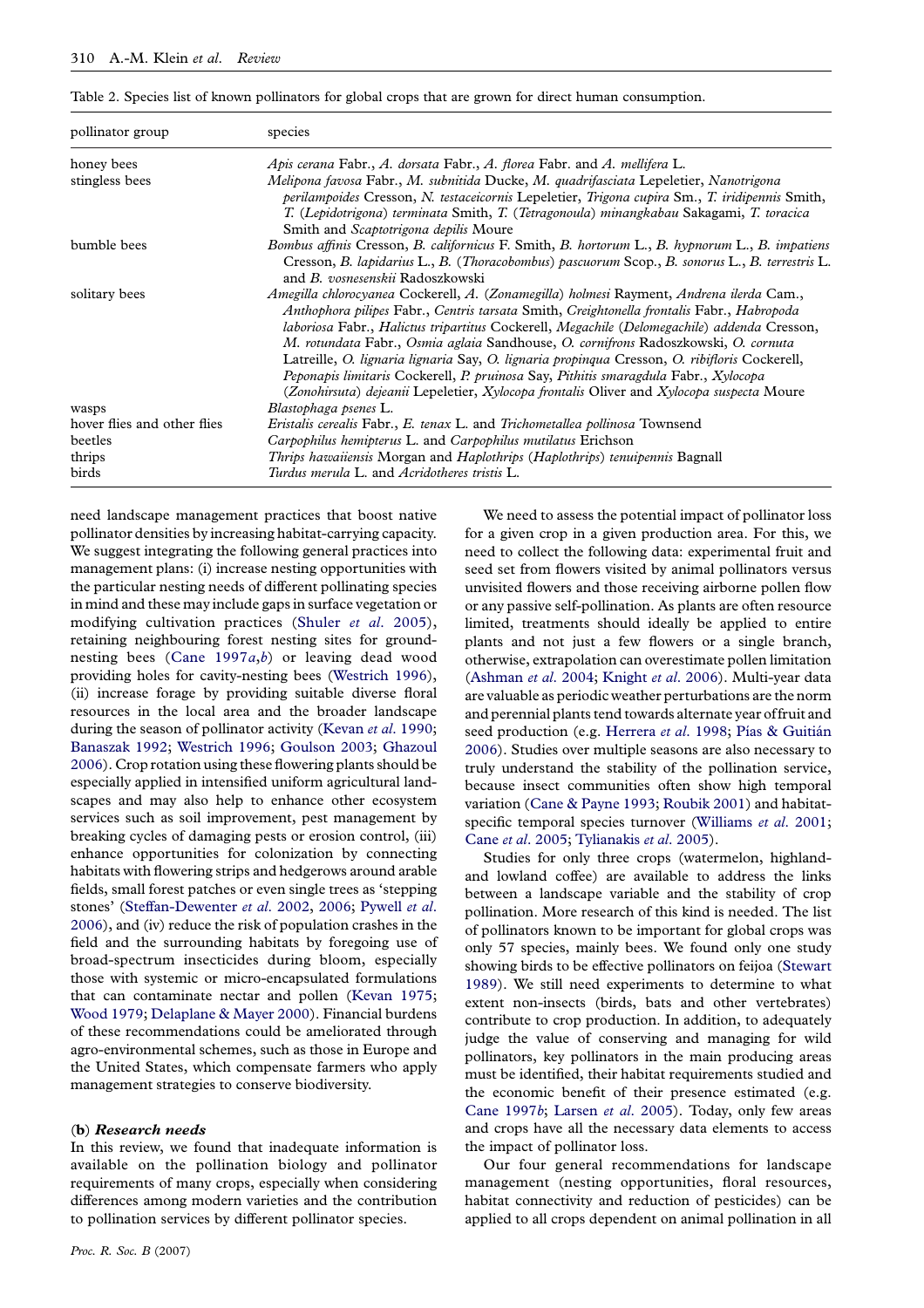Table 2. Species list of known pollinators for global crops that are grown for direct human consumption.

| pollinator group | species |
|---|---|
| honey bees | *Apis cerana* Fabr., *A. dorsata* Fabr., *A. florea* Fabr. and *A. mellifera* L. |
| stingless bees | *Melipona favosa* Fabr., *M. subnitida* Ducke, *M. quadrifasciata* Lepeletier, *Nanotrigona perilampoides* Cresson, *N. testaceicornis* Lepeletier, *Trigona cupira* Sm., *T. iridipennis* Smith, *T.* (*Lepidotrigona*) *terminata* Smith, *T.* (*Tetragonoula*) *minangkabau* Sakagami, *T. toracica* Smith and *Scaptotrigona depilis* Moure |
| bumble bees | *Bombus affinis* Cresson, *B. californicus* F. Smith, *B. hortorum* L., *B. hypnorum* L., *B. impatiens* Cresson, *B. lapidarius* L., *B.* (*Thoracobombus*) *pascuorum* Scop., *B. sonorus* L., *B. terrestris* L. and *B. vosnesenskii* Radoszkowski |
| solitary bees | *Amegilla chlorocyanea* Cockerell, *A.* (*Zonamegilla*) *holmesi* Rayment, *Andrena ilerda* Cam., *Anthophora pilipes* Fabr., *Centris tarsata* Smith, *Creightonella frontalis* Fabr., *Habropoda laboriosa* Fabr., *Halictus tripartitus* Cockerell, *Megachile* (*Delomegachile*) *addenda* Cresson, *M. rotundata* Fabr., *Osmia aglaia* Sandhouse, *O. cornifrons* Radoszkowski, *O. cornuta* Latreille, *O. lignaria lignaria* Say, *O. lignaria propinqua* Cresson, *O. ribifloris* Cockerell, *Peponapis limitaris* Cockerell, *P. pruinosa* Say, *Pithitis smaragdula* Fabr., *Xylocopa* (*Zonohirsuta*) *dejeanii* Lepeletier, *Xylocopa frontalis* Oliver and *Xylocopa suspecta* Moure |
| wasps | *Blastophaga psenes* L. |
| hover flies and other flies | *Eristalis cerealis* Fabr., *E. tenax* L. and *Trichometallea pollinosa* Townsend |
| beetles | *Carpophilus hemipterus* L. and *Carpophilus mutilatus* Erichson |
| thrips | *Thrips hawaiiensis* Morgan and *Haplothrips* (*Haplothrips*) *tenuipennis* Bagnall |
| birds | *Turdus merula* L. and *Acridotheres tristis* L. |

need landscape management practices that boost native pollinator densities by increasing habitat-carrying capacity. We suggest integrating the following general practices into management plans: (i) increase nesting opportunities with the particular nesting needs of different pollinating species in mind and these may include gaps in surface vegetation or modifying cultivation practices (Shuler *et al*. 2005), retaining neighbouring forest nesting sites for ground-nesting bees (Cane 1997*a*,*b*) or leaving dead wood providing holes for cavity-nesting bees (Westrich 1996), (ii) increase forage by providing suitable diverse floral resources in the local area and the broader landscape during the season of pollinator activity (Kevan *et al*. 1990; Banaszak 1992; Westrich 1996; Goulson 2003; Ghazoul 2006). Crop rotation using these flowering plants should be especially applied in intensified uniform agricultural landscapes and may also help to enhance other ecosystem services such as soil improvement, pest management by breaking cycles of damaging pests or erosion control, (iii) enhance opportunities for colonization by connecting habitats with flowering strips and hedgerows around arable fields, small forest patches or even single trees as 'stepping stones' (Steffan-Dewenter *et al*. 2002, 2006; Pywell *et al*. 2006), and (iv) reduce the risk of population crashes in the field and the surrounding habitats by foregoing use of broad-spectrum insecticides during bloom, especially those with systemic or micro-encapsulated formulations that can contaminate nectar and pollen (Kevan 1975; Wood 1979; Delaplane & Mayer 2000). Financial burdens of these recommendations could be ameliorated through agro-environmental schemes, such as those in Europe and the United States, which compensate farmers who apply management strategies to conserve biodiversity.

### (b) *Research needs*

In this review, we found that inadequate information is available on the pollination biology and pollinator requirements of many crops, especially when considering differences among modern varieties and the contribution to pollination services by different pollinator species.

We need to assess the potential impact of pollinator loss for a given crop in a given production area. For this, we need to collect the following data: experimental fruit and seed set from flowers visited by animal pollinators versus unvisited flowers and those receiving airborne pollen flow or any passive self-pollination. As plants are often resource limited, treatments should ideally be applied to entire plants and not just a few flowers or a single branch, otherwise, extrapolation can overestimate pollen limitation (Ashman *et al*. 2004; Knight *et al*. 2006). Multi-year data are valuable as periodic weather perturbations are the norm and perennial plants tend towards alternate year of fruit and seed production (e.g. Herrera *et al*. 1998; Pías & Guitián 2006). Studies over multiple seasons are also necessary to truly understand the stability of the pollination service, because insect communities often show high temporal variation (Cane & Payne 1993; Roubik 2001) and habitat-specific temporal species turnover (Williams *et al*. 2001; Cane *et al*. 2005; Tylianakis *et al*. 2005).

Studies for only three crops (watermelon, highland- and lowland coffee) are available to address the links between a landscape variable and the stability of crop pollination. More research of this kind is needed. The list of pollinators known to be important for global crops was only 57 species, mainly bees. We found only one study showing birds to be effective pollinators on feijoa (Stewart 1989). We still need experiments to determine to what extent non-insects (birds, bats and other vertebrates) contribute to crop production. In addition, to adequately judge the value of conserving and managing for wild pollinators, key pollinators in the main producing areas must be identified, their habitat requirements studied and the economic benefit of their presence estimated (e.g. Cane 1997*b*; Larsen *et al*. 2005). Today, only few areas and crops have all the necessary data elements to access the impact of pollinator loss.

Our four general recommendations for landscape management (nesting opportunities, floral resources, habitat connectivity and reduction of pesticides) can be applied to all crops dependent on animal pollination in all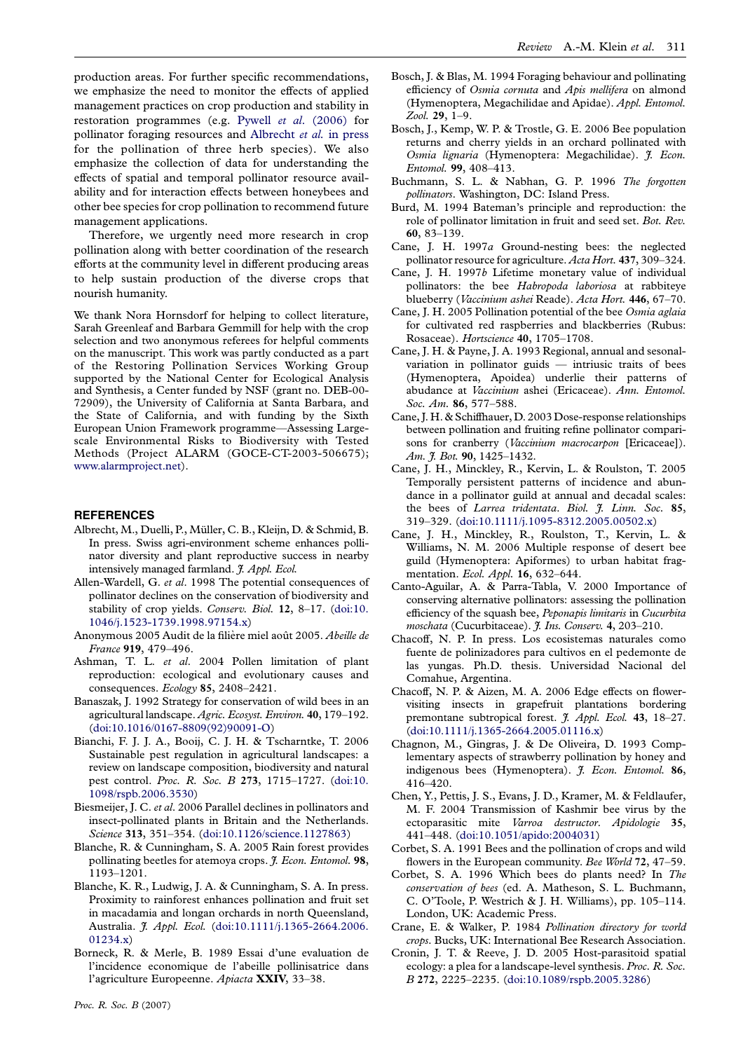production areas. For further specific recommendations, we emphasize the need to monitor the effects of applied management practices on crop production and stability in restoration programmes (e.g. Pywell *et al*. (2006) for pollinator foraging resources and Albrecht *et al*. in press for the pollination of three herb species). We also emphasize the collection of data for understanding the effects of spatial and temporal pollinator resource availability and for interaction effects between honeybees and other bee species for crop pollination to recommend future management applications.

Therefore, we urgently need more research in crop pollination along with better coordination of the research efforts at the community level in different producing areas to help sustain production of the diverse crops that nourish humanity.

We thank Nora Hornsdorf for helping to collect literature, Sarah Greenleaf and Barbara Gemmill for help with the crop selection and two anonymous referees for helpful comments on the manuscript. This work was partly conducted as a part of the Restoring Pollination Services Working Group supported by the National Center for Ecological Analysis and Synthesis, a Center funded by NSF (grant no. DEB-00-72909), the University of California at Santa Barbara, and the State of California, and with funding by the Sixth European Union Framework programme—Assessing Large-scale Environmental Risks to Biodiversity with Tested Methods (Project ALARM (GOCE-CT-2003-506675); www.alarmproject.net).

## REFERENCES

Albrecht, M., Duelli, P., Müller, C. B., Kleijn, D. & Schmid, B. In press. Swiss agri-environment scheme enhances pollinator diversity and plant reproductive success in nearby intensively managed farmland. *J. Appl. Ecol.*

Allen-Wardell, G. *et al*. 1998 The potential consequences of pollinator declines on the conservation of biodiversity and stability of crop yields. *Conserv. Biol.* **12**, 8–17. (doi:10.1046/j.1523-1739.1998.97154.x)

Anonymous 2005 Audit de la filière miel août 2005. *Abeille de France* **919**, 479–496.

Ashman, T. L. *et al*. 2004 Pollen limitation of plant reproduction: ecological and evolutionary causes and consequences. *Ecology* **85**, 2408–2421.

Banaszak, J. 1992 Strategy for conservation of wild bees in an agricultural landscape. *Agric. Ecosyst. Environ.* **40**, 179–192. (doi:10.1016/0167-8809(92)90091-O)

Bianchi, F. J. J. A., Booij, C. J. H. & Tscharntke, T. 2006 Sustainable pest regulation in agricultural landscapes: a review on landscape composition, biodiversity and natural pest control. *Proc. R. Soc. B* **273**, 1715–1727. (doi:10.1098/rspb.2006.3530)

Biesmeijer, J. C. *et al*. 2006 Parallel declines in pollinators and insect-pollinated plants in Britain and the Netherlands. *Science* **313**, 351–354. (doi:10.1126/science.1127863)

Blanche, R. & Cunningham, S. A. 2005 Rain forest provides pollinating beetles for atemoya crops. *J. Econ. Entomol.* **98**, 1193–1201.

Blanche, K. R., Ludwig, J. A. & Cunningham, S. A. In press. Proximity to rainforest enhances pollination and fruit set in macadamia and longan orchards in north Queensland, Australia. *J. Appl. Ecol.* (doi:10.1111/j.1365-2664.2006.01234.x)

Borneck, R. & Merle, B. 1989 Essai d'une evaluation de l'incidence economique de l'abeille pollinisatrice dans l'agriculture Europeenne. *Apiacta* **XXIV**, 33–38.

Bosch, J. & Blas, M. 1994 Foraging behaviour and pollinating efficiency of *Osmia cornuta* and *Apis mellifera* on almond (Hymenoptera, Megachilidae and Apidae). *Appl. Entomol. Zool.* **29**, 1–9.

Bosch, J., Kemp, W. P. & Trostle, G. E. 2006 Bee population returns and cherry yields in an orchard pollinated with *Osmia lignaria* (Hymenoptera: Megachilidae). *J. Econ. Entomol.* **99**, 408–413.

Buchmann, S. L. & Nabhan, G. P. 1996 *The forgotten pollinators*. Washington, DC: Island Press.

Burd, M. 1994 Bateman's principle and reproduction: the role of pollinator limitation in fruit and seed set. *Bot. Rev.* **60**, 83–139.

Cane, J. H. 1997*a* Ground-nesting bees: the neglected pollinator resource for agriculture. *Acta Hort.* **437**, 309–324.

Cane, J. H. 1997*b* Lifetime monetary value of individual pollinators: the bee *Habropoda laboriosa* at rabbiteye blueberry (*Vaccinium ashei* Reade). *Acta Hort.* **446**, 67–70.

Cane, J. H. 2005 Pollination potential of the bee *Osmia aglaia* for cultivated red raspberries and blackberries (Rubus: Rosaceae). *Hortscience* **40**, 1705–1708.

Cane, J. H. & Payne, J. A. 1993 Regional, annual and sesonal-variation in pollinator guilds — intriusic traits of bees (Hymenoptera, Apoidea) underlie their patterns of abudance at *Vaccinium* ashei (Ericaceae). *Ann. Entomol. Soc. Am.* **86**, 577–588.

Cane, J. H. & Schiffhauer, D. 2003 Dose-response relationships between pollination and fruiting refine pollinator comparisons for cranberry (*Vaccinium macrocarpon* [Ericaceae]). *Am. J. Bot.* **90**, 1425–1432.

Cane, J. H., Minckley, R., Kervin, L. & Roulston, T. 2005 Temporally persistent patterns of incidence and abundance in a pollinator guild at annual and decadal scales: the bees of *Larrea tridentata*. *Biol. J. Linn. Soc.* **85**, 319–329. (doi:10.1111/j.1095-8312.2005.00502.x)

Cane, J. H., Minckley, R., Roulston, T., Kervin, L. & Williams, N. M. 2006 Multiple response of desert bee guild (Hymenoptera: Apiformes) to urban habitat fragmentation. *Ecol. Appl.* **16**, 632–644.

Canto-Aguilar, A. & Parra-Tabla, V. 2000 Importance of conserving alternative pollinators: assessing the pollination efficiency of the squash bee, *Peponapis limitaris* in *Cucurbita moschata* (Cucurbitaceae). *J. Ins. Conserv.* **4**, 203–210.

Chacoff, N. P. In press. Los ecosistemas naturales como fuente de polinizadores para cultivos en el pedemonte de las yungas. Ph.D. thesis. Universidad Nacional del Comahue, Argentina.

Chacoff, N. P. & Aizen, M. A. 2006 Edge effects on flower-visiting insects in grapefruit plantations bordering premontane subtropical forest. *J. Appl. Ecol.* **43**, 18–27. (doi:10.1111/j.1365-2664.2005.01116.x)

Chagnon, M., Gingras, J. & De Oliveira, D. 1993 Complementary aspects of strawberry pollination by honey and indigenous bees (Hymenoptera). *J. Econ. Entomol.* **86**, 416–420.

Chen, Y., Pettis, J. S., Evans, J. D., Kramer, M. & Feldlaufer, M. F. 2004 Transmission of Kashmir bee virus by the ectoparasitic mite *Varroa destructor*. *Apidologie* **35**, 441–448. (doi:10.1051/apido:2004031)

Corbet, S. A. 1991 Bees and the pollination of crops and wild flowers in the European community. *Bee World* **72**, 47–59.

Corbet, S. A. 1996 Which bees do plants need? In *The conservation of bees* (ed. A. Matheson, S. L. Buchmann, C. O'Toole, P. Westrich & J. H. Williams), pp. 105–114. London, UK: Academic Press.

Crane, E. & Walker, P. 1984 *Pollination directory for world crops*. Bucks, UK: International Bee Research Association.

Cronin, J. T. & Reeve, J. D. 2005 Host-parasitoid spatial ecology: a plea for a landscape-level synthesis. *Proc. R. Soc. B* **272**, 2225–2235. (doi:10.1089/rspb.2005.3286)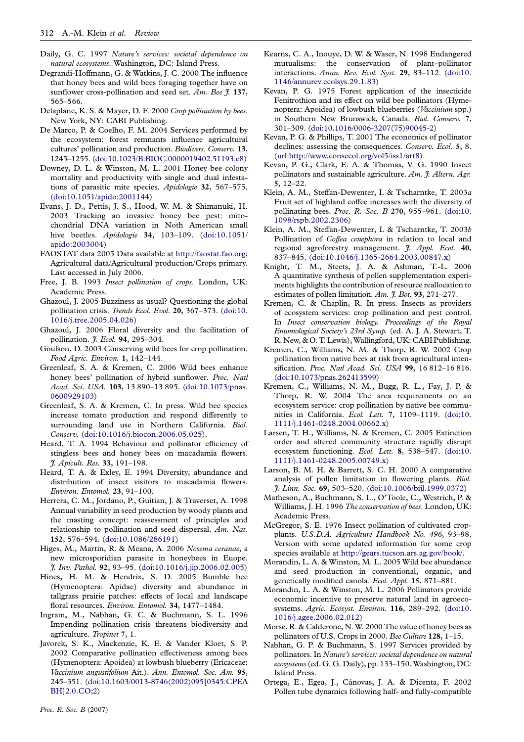Daily, G. C. 1997 *Nature's services: societal dependence on natural ecosystems*. Washington, DC: Island Press.

Degrandi-Hoffmann, G. & Watkins, J. C. 2000 The influence that honey bees and wild bees foraging together have on sunflower cross-pollination and seed set. *Am. Bee J.* **137**, 565–566.

Delaplane, K. S. & Mayer, D. F. 2000 *Crop pollination by bees*. New York, NY: CABI Publishing.

De Marco, P. & Coelho, F. M. 2004 Services performed by the ecosystem: forest remnants influence agricultural cultures' pollination and production. *Biodivers. Conserv.* **13**, 1245–1255. (doi:10.1023/B:BIOC.0000019402.51193.e8)

Downey, D. L. & Winston, M. L. 2001 Honey bee colony mortality and productivity with single and dual infestations of parasitic mite species. *Apidologie* **32**, 567–575. (doi:10.1051/apido:2001144)

Evans, J. D., Pettis, J. S., Hood, W. M. & Shimanuki, H. 2003 Tracking an invasive honey bee pest: mitochondrial DNA variation in North American small hive beetles. *Apidologie* **34**, 103–109. (doi:10.1051/apido:2003004)

FAOSTAT data 2005 Data available at http://faostat.fao.org; Agricultural data/Agricultural production/Crops primary. Last accessed in July 2006.

Free, J. B. 1993 *Insect pollination of crops*. London, UK: Academic Press.

Ghazoul, J. 2005 Buzziness as usual? Questioning the global pollination crisis. *Trends Ecol. Evol.* **20**, 367–373. (doi:10.1016/j.tree.2005.04.026)

Ghazoul, J. 2006 Floral diversity and the facilitation of pollination. *J. Ecol.* **94**, 295–304.

Goulson, D. 2003 Conserving wild bees for crop pollination. *Food Agric. Environ.* **1**, 142–144.

Greenleaf, S. A. & Kremen, C. 2006 Wild bees enhance honey bees' pollination of hybrid sunflower. *Proc. Natl Acad. Sci. USA.* **103**, 13 890–13 895. (doi:10.1073/pnas.0600929103)

Greenleaf, S. A. & Kremen, C. In press. Wild bee species increase tomato production and respond differently to surrounding land use in Northern California. *Biol. Conserv.* (doi:10.1016/j.biocon.2006.05.025).

Heard, T. A. 1994 Behaviour and pollinator efficiency of stingless bees and honey bees on macadamia flowers. *J. Apicult. Res.* **33**, 191–198.

Heard, T. A. & Exley, E. 1994 Diversity, abundance and distribution of insect visitors to macadamia flowers. *Environ. Entomol.* **23**, 91–100.

Herrera, C. M., Jordano, P., Guitian, J. & Traverset, A. 1998 Annual variability in seed production by woody plants and the masting concept: reassessment of principles and relationship to pollination and seed dispersal. *Am. Nat.* **152**, 576–594. (doi:10.1086/286191)

Higes, M., Martin, R. & Meana, A. 2006 *Nosema ceranae*, a new microsporidian parasite in honeybees in Euope. *J. Inv. Pathol.* **92**, 93–95. (doi:10.1016/j.jip.2006.02.005)

Hines, H. M. & Hendrix, S. D. 2005 Bumble bee (Hymenoptera: Apidae) diversity and abundance in tallgrass prairie patches: effects of local and landscape floral resources. *Environ. Entomol.* **34**, 1477–1484.

Ingram, M., Nabhan, G. C. & Buchmann, S. L. 1996 Impending pollination crisis threatens biodiversity and agriculture. *Tropinet* **7**, 1.

Javorek, S. K., Mackenzie, K. E. & Vander Kloet, S. P. 2002 Comparative pollination effectiveness among bees (Hymenoptera: Apoidea) at lowbush blueberry (Ericaceae: *Vaccinium angustifolium* Ait.). *Ann. Entomol. Soc. Am.* **95**, 245–351. (doi:10.1603/0013-8746(2002)095[0345:CPEABH]2.0.CO;2)

Kearns, C. A., Inouye, D. W. & Waser, N. 1998 Endangered mutualisms: the conservation of plant–pollinator interactions. *Annu. Rev. Ecol. Syst.* **29**, 83–112. (doi:10.1146/annurev.ecolsys.29.1.83)

Kevan, P. G. 1975 Forest application of the insecticide Fenitrothion and its effect on wild bee pollinators (Hymenoptera: Apoidea) of lowbush blueberries (*Vaccinium* spp.) in Southern New Brunswick, Canada. *Biol. Conserv.* **7**, 301–309. (doi:10.1016/0006-3207(75)90045-2)

Kevan, P. G. & Phillips, T. 2001 The economics of pollinator declines: assessing the consequences. *Conserv. Ecol.* **5**, 8. (url:http://www.consecol.org/vol5/iss1/art8)

Kevan, P. G., Clark, E. A. & Thomas, V. G. 1990 Insect pollinators and sustainable agriculture. *Am. J. Altern. Agr.* **5**, 12–22.

Klein, A. M., Steffan-Dewenter, I. & Tscharntke, T. 2003*a* Fruit set of highland coffee increases with the diversity of pollinating bees. *Proc. R. Soc. B* **270**, 955–961. (doi:10.1098/rspb.2002.2306)

Klein, A. M., Steffan-Dewenter, I. & Tscharntke, T. 2003*b* Pollination of *Coffea cenephora* in relation to local and regional agroforestry management. *J. Appl. Ecol.* **40**, 837–845. (doi:10.1046/j.1365-2664.2003.00847.x)

Knight, T. M., Steets, J. A. & Ashman, T.-L. 2006 A quantitative synthesis of pollen supplementation experiments highlights the contribution of resource reallocation to estimates of pollen limitation. *Am. J. Bot.* **93**, 271–277.

Kremen, C. & Chaplin, R. In press. Insects as providers of ecosystem services: crop pollination and pest control. In *Insect conservation biology. Proceedings of the Royal Entomological Society's 23rd Symp.* (ed. A. J. A. Stewart, T. R. New, & O. T. Lewis), Wallingford, UK: CABI Publishing.

Kremen, C., Williams, N. M. & Thorp, R. W. 2002 Crop pollination from native bees at risk from agricultural intensification. *Proc. Natl Acad. Sci. USA* **99**, 16 812–16 816. (doi:10.1073/pnas.262413599)

Kremen, C., Williams, N. M., Bugg, R. L., Fay, J. P. & Thorp, R. W. 2004 The area requirements on an ecosystem service: crop pollination by native bee communities in California. *Ecol. Lett.* **7**, 1109–1119. (doi:10.1111/j.1461-0248.2004.00662.x)

Larsen, T. H., Williams, N. & Kremen, C. 2005 Extinction order and altered community structure rapidly disrupt ecosystem functioning. *Ecol. Lett.* **8**, 538–547. (doi:10.1111/j.1461-0248.2005.00749.x)

Larson, B. M. H. & Barrett, S. C. H. 2000 A comparative analysis of pollen limitation in flowering plants. *Biol. J. Linn. Soc.* **69**, 503–520. (doi:10.1006/bijl.1999.0372)

Matheson, A., Buchmann, S. L., O'Toole, C., Westrich, P. & Williams, J. H. 1996 *The conservation of bees*. London, UK: Academic Press.

McGregor, S. E. 1976 Insect pollination of cultivated crop-plants. *U.S.D.A. Agriculture Handbook No. 496*, 93–98. Version with some updated information for some crop species available at http://gears.tucson.ars.ag.gov/book/.

Morandin, L. A. & Winston, M. L. 2005 Wild bee abundance and seed production in conventional, organic, and genetically modified canola. *Ecol. Appl.* **15**, 871–881.

Morandin, L. A. & Winston, M. L. 2006 Pollinators provide economic incentive to preserve natural land in agroecosystems. *Agric. Ecosyst. Environ.* **116**, 289–292. (doi:10.1016/j.agee.2006.02.012)

Morse, R. & Calderone, N. W. 2000 The value of honey bees as pollinators of U.S. Crops in 2000. *Bee Culture* **128**, 1–15.

Nabhan, G. P. & Buchmann, S. 1997 Services provided by pollinators. In *Nature's services: societal dependence on natural ecosystems* (ed. G. G. Daily), pp. 133–150. Washington, DC: Island Press.

Ortega, E., Egea, J., Cánovas, J. A. & Dicenta, F. 2002 Pollen tube dynamics following half- and fully-compatible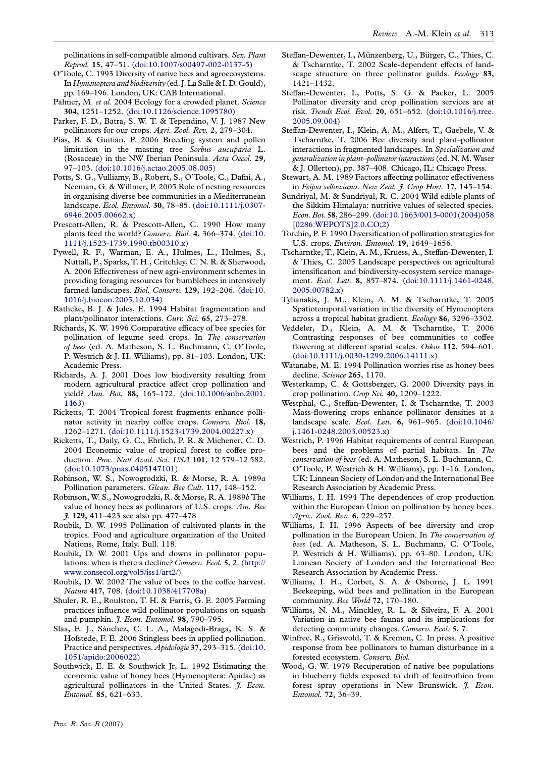pollinations in self-compatible almond cultivars. *Sex. Plant Reprod.* **15**, 47–51. (doi:10.1007/s00497-002-0137-5)

O'Toole, C. 1993 Diversity of native bees and agroecosystems. In *Hymenoptera and biodiversity* (ed. J. La Salle & I. D. Gould), pp. 169–196. London, UK: CAB International.

Palmer, M. *et al*. 2004 Ecology for a crowded planet. *Science* **304**, 1251–1252. (doi:10.1126/science.1095780)

Parker, F. D., Batra, S. W. T. & Tependino, V. J. 1987 New pollinators for our crops. *Agri. Zool. Rev.* **2**, 279–304.

Pías, B. & Guitián, P. 2006 Breeding system and pollen limitation in the masting tree *Sorbus aucuparia* L. (Rosaceae) in the NW Iberian Peninsula. *Acta Oecol.* **29**, 97–103. (doi:10.1016/j.actao.2005.08.005)

Potts, S. G., Vulliamy, B., Robert, S., O'Toole, C., Dafni, A., Neeman, G. & Willmer, P. 2005 Role of nesting resources in organising diverse bee communities in a Mediterranean landscape. *Ecol. Entomol.* **30**, 78–85. (doi:10.1111/j.0307-6946.2005.00662.x)

Prescott-Allen, R. & Prescott-Allen, C. 1990 How many plants feed the world? *Conserv. Biol.* **4**, 366–374. (doi:10.1111/j.1523-1739.1990.tb00310.x)

Pywell, R. F., Warman, E. A., Hulmes, L., Hulmes, S., Nuttall, P., Sparks, T. H., Critchley, C. N. R. & Sherwood, A. 2006 Effectiveness of new agri-environment schemes in providing foraging resources for bumblebees in intensively farmed landscapes. *Biol. Conserv.* **129**, 192–206. (doi:10.1016/j.biocon.2005.10.034)

Rathcke, B. J. & Jules, E. 1994 Habitat fragmentation and plant/pollinator interactions. *Curr. Sci.* **65**, 273–278.

Richards, K. W. 1996 Comparative efficacy of bee species for pollination of legume seed crops. In *The conservation of bees* (ed. A. Matheson, S. L. Buchmann, C. O'Toole, P. Westrich & J. H. Williams), pp. 81–103. London, UK: Academic Press.

Richards, A. J. 2001 Does low biodiversity resulting from modern agricultural practice affect crop pollination and yield? *Ann. Bot.* **88**, 165–172. (doi:10.1006/anbo.2001.1463)

Ricketts, T. 2004 Tropical forest fragments enhance pollinator activity in nearby coffee crops. *Conserv. Biol.* **18**, 1262–1271. (doi:10.1111/j.1523-1739.2004.00227.x)

Ricketts, T., Daily, G. C., Ehrlich, P. R. & Michener, C. D. 2004 Economic value of tropical forest to coffee production. *Proc. Natl Acad. Sci. USA* **101**, 12 579–12 582. (doi:10.1073/pnas.0405147101)

Robinson, W. S., Nowogrodzki, R. & Morse, R. A. 1989*a* Pollination parameters. *Glean. Bee Cult.* **117**, 148–152.

Robinson, W. S., Nowogrodzki, R. & Morse, R. A. 1989*b* The value of honey bees as pollinators of U.S. crops. *Am. Bee J.* **129**, 411–423 see also pp. 477–478

Roubik, D. W. 1995 Pollination of cultivated plants in the tropics. Food and agriculture organization of the United Nations, Rome, Italy. Bull. 118.

Roubik, D. W. 2001 Ups and downs in pollinator populations: when is there a decline? *Conserv. Ecol.* **5**, 2. (http://www.consecol.org/vol5/iss1/art2/)

Roubik, D. W. 2002 The value of bees to the coffee harvest. *Nature* **417**, 708. (doi:10.1038/417708a)

Shuler, R. E., Roulston, T. H. & Farris, G. E. 2005 Farming practices influence wild pollinator populations on squash and pumpkin. *J. Econ. Entomol.* **98**, 790–795.

Slaa, E. J., Sánchez, C. L. A., Malagodi-Braga, K. S. & Hofstede, F. E. 2006 Stingless bees in applied pollination. Practice and perspectives. *Apidologie* **37**, 293–315. (doi:10.1051/apido:2006022)

Southwick, E. E. & Southwick Jr, L. 1992 Estimating the economic value of honey bees (Hymenoptera: Apidae) as agricultural pollinators in the United States. *J. Econ. Entomol.* **85**, 621–633.

Steffan-Dewenter, I., Münzenberg, U., Bürger, C., Thies, C. & Tscharntke, T. 2002 Scale-dependent effects of landscape structure on three pollinator guilds. *Ecology* **83**, 1421–1432.

Steffan-Dewenter, I., Potts, S. G. & Packer, L. 2005 Pollinator diversity and crop pollination services are at risk. *Trends Ecol. Evol.* **20**, 651–652. (doi:10.1016/j.tree.2005.09.004)

Steffan-Dewenter, I., Klein, A. M., Alfert, T., Gaebele, V. & Tscharntke, T. 2006 Bee diversity and plant–pollinator interactions in fragmented landscapes. In *Specialization and generalization in plant–pollinator interactions* (ed. N. M. Waser & J. Ollerton), pp. 387–408. Chicago, IL: Chicago Press.

Stewart, A. M. 1989 Factors affecting pollinator effectiveness in *Feijoa sellowiana*. *New Zeal. J. Crop Hort.* **17**, 145–154.

Sundriyal, M. & Sundriyal, R. C. 2004 Wild edible plants of the Sikkim Himalaya: nutritive values of selected species. *Econ. Bot.* **58**, 286–299. (doi:10.1663/0013-0001(2004)058[0286:WEPOTS]2.0.CO;2)

Torchio, P. F. 1990 Diversification of pollination strategies for U.S. crops. *Environ. Entomol.* **19**, 1649–1656.

Tscharntke, T., Klein, A. M., Kruess, A., Steffan-Dewenter, I. & Thies, C. 2005 Landscape perspectives on agricultural intensification and biodiversity-ecosystem service management. *Ecol. Lett.* **8**, 857–874. (doi:10.1111/j.1461-0248.2005.00782.x)

Tylianakis, J. M., Klein, A. M. & Tscharntke, T. 2005 Spatiotemporal variation in the diversity of Hymenoptera across a tropical habitat gradient. *Ecology* **86**, 3296–3302.

Veddeler, D., Klein, A. M. & Tscharntke, T. 2006 Contrasting responses of bee communities to coffee flowering at different spatial scales. *Oikos* **112**, 594–601. (doi:10.1111/j.0030-1299.2006.14111.x)

Watanabe, M. E. 1994 Pollination worries rise as honey bees decline. *Science* **265**, 1170.

Westerkamp, C. & Gottsberger, G. 2000 Diversity pays in crop pollination. *Crop Sci.* **40**, 1209–1222.

Westphal, C., Steffan-Dewenter, I. & Tscharntke, T. 2003 Mass-flowering crops enhance pollinator densities at a landscape scale. *Ecol. Lett.* **6**, 961–965. (doi:10.1046/j.1461-0248.2003.00523.x)

Westrich, P. 1996 Habitat requirements of central European bees and the problems of partial habitats. In *The conservation of bees* (ed. A. Matheson, S. L. Buchmann, C. O'Toole, P. Westrich & H. Williams), pp. 1–16. London, UK: Linnean Society of London and the International Bee Research Association by Academic Press.

Williams, I. H. 1994 The dependences of crop production within the European Union on pollination by honey bees. *Agric. Zool. Rev.* **6**, 229–257.

Williams, I. H. 1996 Aspects of bee diversity and crop pollination in the European Union. In *The conservation of bees* (ed. A. Matheson, S. L. Buchmann, C. O'Toole, P. Westrich & H. Williams), pp. 63–80. London, UK: Linnean Society of London and the International Bee Research Association by Academic Press.

Williams, I. H., Corbet, S. A. & Osborne, J. L. 1991 Beekeeping, wild bees and pollination in the European community. *Bee World* **72**, 170–180.

Williams, N. M., Minckley, R. L. & Silveira, F. A. 2001 Variation in native bee faunas and its implications for detecting community changes. *Conserv. Ecol.* **5**, 7.

Winfree, R., Griswold, T. & Kremen, C. In press. A positive response from bee pollinators to human disturbance in a forested ecosystem. *Conserv. Biol.*

Wood, G. W. 1979 Recuperation of native bee populations in blueberry fields exposed to drift of fenitrothion from forest spray operations in New Brunswick. *J. Econ. Entomol.* **72**, 36–39.